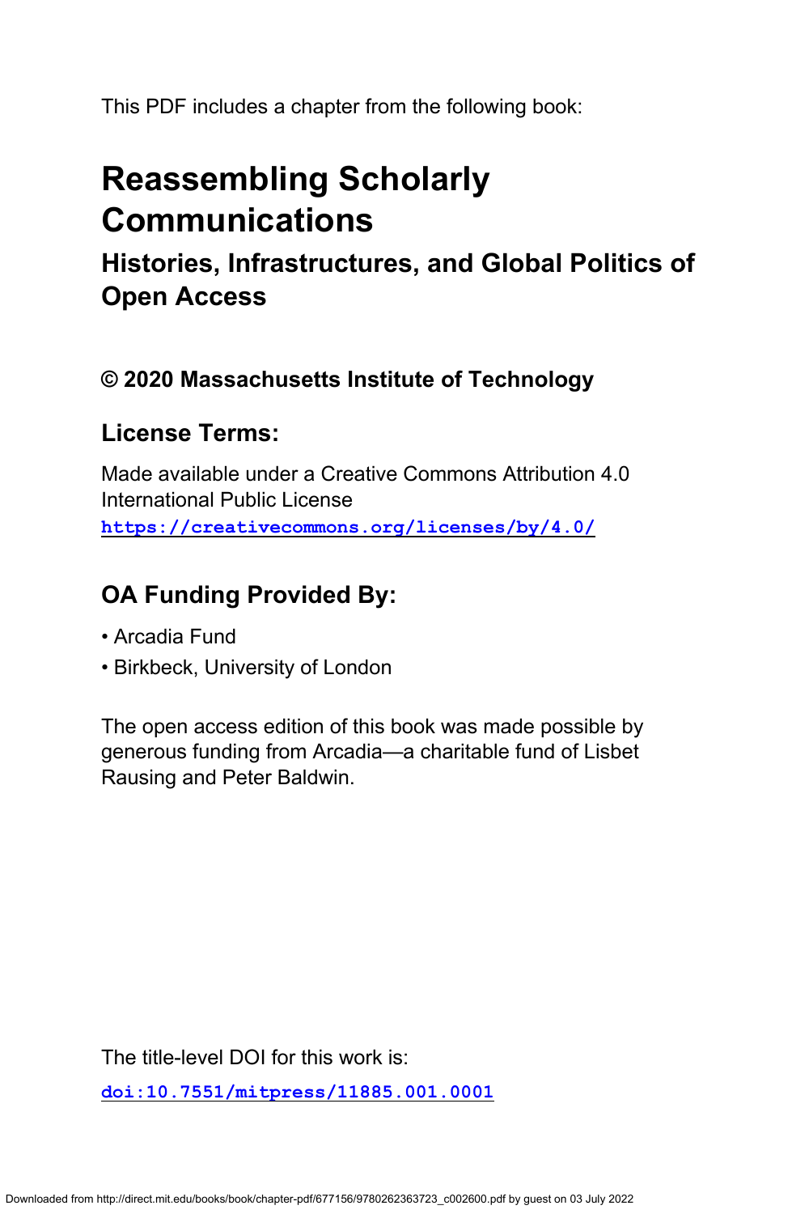This PDF includes a chapter from the following book:

# Reassembling Scholarly Communications

## Histories, Infrastructures, and Global Politics of Open Access

### © 2020 Massachusetts Institute of Technology

### License Terms:

Made available under a Creative Commons Attribution 4.0 International Public License
https://creativecommons.org/licenses/by/4.0/

### OA Funding Provided By:

- Arcadia Fund
- Birkbeck, University of London

The open access edition of this book was made possible by generous funding from Arcadia—a charitable fund of Lisbet Rausing and Peter Baldwin.

The title-level DOI for this work is:

doi:10.7551/mitpress/11885.001.0001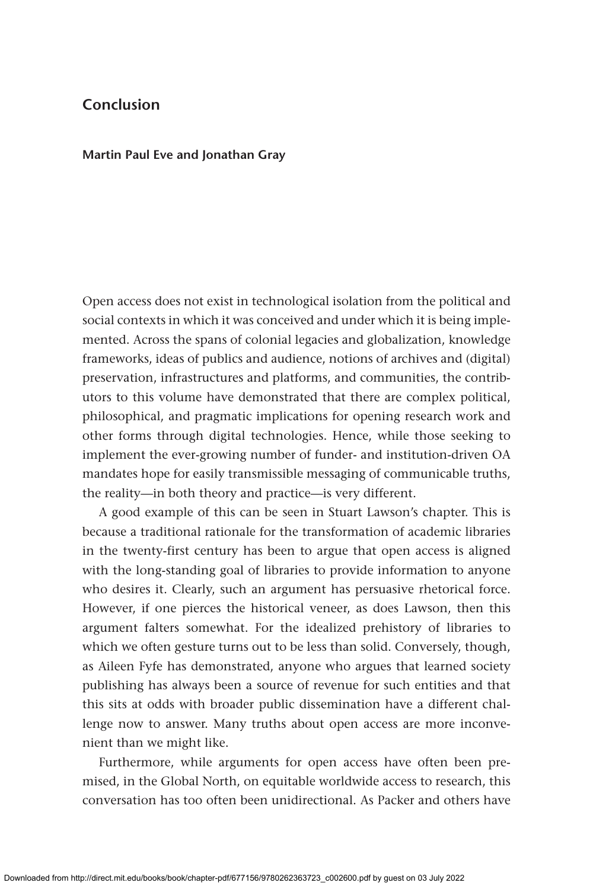# Conclusion

**Martin Paul Eve and Jonathan Gray**

Open access does not exist in technological isolation from the political and social contexts in which it was conceived and under which it is being implemented. Across the spans of colonial legacies and globalization, knowledge frameworks, ideas of publics and audience, notions of archives and (digital) preservation, infrastructures and platforms, and communities, the contributors to this volume have demonstrated that there are complex political, philosophical, and pragmatic implications for opening research work and other forms through digital technologies. Hence, while those seeking to implement the ever-growing number of funder- and institution-driven OA mandates hope for easily transmissible messaging of communicable truths, the reality—in both theory and practice—is very different.

A good example of this can be seen in Stuart Lawson's chapter. This is because a traditional rationale for the transformation of academic libraries in the twenty-first century has been to argue that open access is aligned with the long-standing goal of libraries to provide information to anyone who desires it. Clearly, such an argument has persuasive rhetorical force. However, if one pierces the historical veneer, as does Lawson, then this argument falters somewhat. For the idealized prehistory of libraries to which we often gesture turns out to be less than solid. Conversely, though, as Aileen Fyfe has demonstrated, anyone who argues that learned society publishing has always been a source of revenue for such entities and that this sits at odds with broader public dissemination have a different challenge now to answer. Many truths about open access are more inconvenient than we might like.

Furthermore, while arguments for open access have often been premised, in the Global North, on equitable worldwide access to research, this conversation has too often been unidirectional. As Packer and others have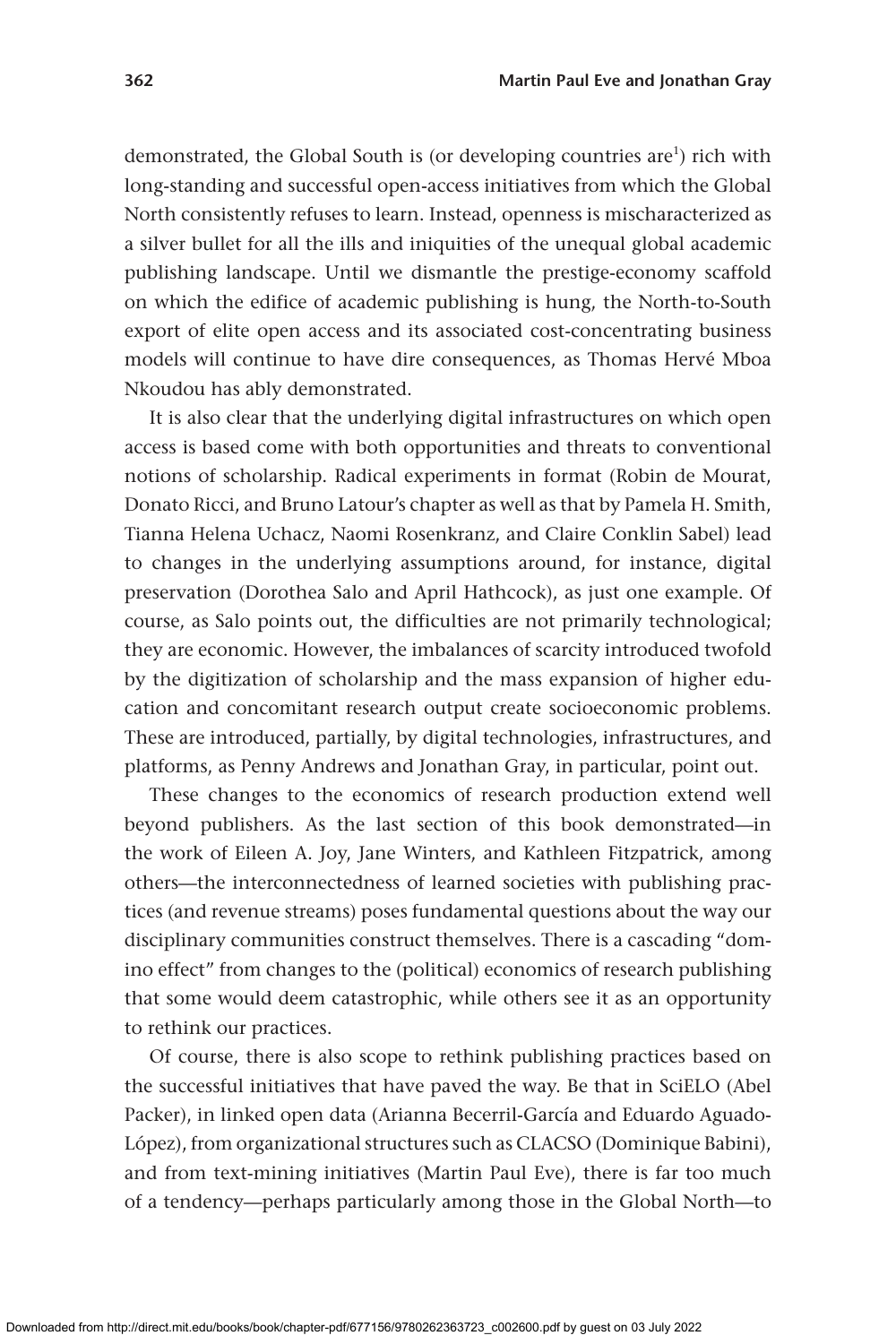demonstrated, the Global South is (or developing countries are[1]) rich with long-standing and successful open-access initiatives from which the Global North consistently refuses to learn. Instead, openness is mischaracterized as a silver bullet for all the ills and iniquities of the unequal global academic publishing landscape. Until we dismantle the prestige-economy scaffold on which the edifice of academic publishing is hung, the North-to-South export of elite open access and its associated cost-concentrating business models will continue to have dire consequences, as Thomas Hervé Mboa Nkoudou has ably demonstrated.

It is also clear that the underlying digital infrastructures on which open access is based come with both opportunities and threats to conventional notions of scholarship. Radical experiments in format (Robin de Mourat, Donato Ricci, and Bruno Latour's chapter as well as that by Pamela H. Smith, Tianna Helena Uchacz, Naomi Rosenkranz, and Claire Conklin Sabel) lead to changes in the underlying assumptions around, for instance, digital preservation (Dorothea Salo and April Hathcock), as just one example. Of course, as Salo points out, the difficulties are not primarily technological; they are economic. However, the imbalances of scarcity introduced twofold by the digitization of scholarship and the mass expansion of higher education and concomitant research output create socioeconomic problems. These are introduced, partially, by digital technologies, infrastructures, and platforms, as Penny Andrews and Jonathan Gray, in particular, point out.

These changes to the economics of research production extend well beyond publishers. As the last section of this book demonstrated—in the work of Eileen A. Joy, Jane Winters, and Kathleen Fitzpatrick, among others—the interconnectedness of learned societies with publishing practices (and revenue streams) poses fundamental questions about the way our disciplinary communities construct themselves. There is a cascading "domino effect" from changes to the (political) economics of research publishing that some would deem catastrophic, while others see it as an opportunity to rethink our practices.

Of course, there is also scope to rethink publishing practices based on the successful initiatives that have paved the way. Be that in SciELO (Abel Packer), in linked open data (Arianna Becerril-García and Eduardo Aguado-López), from organizational structures such as CLACSO (Dominique Babini), and from text-mining initiatives (Martin Paul Eve), there is far too much of a tendency—perhaps particularly among those in the Global North—to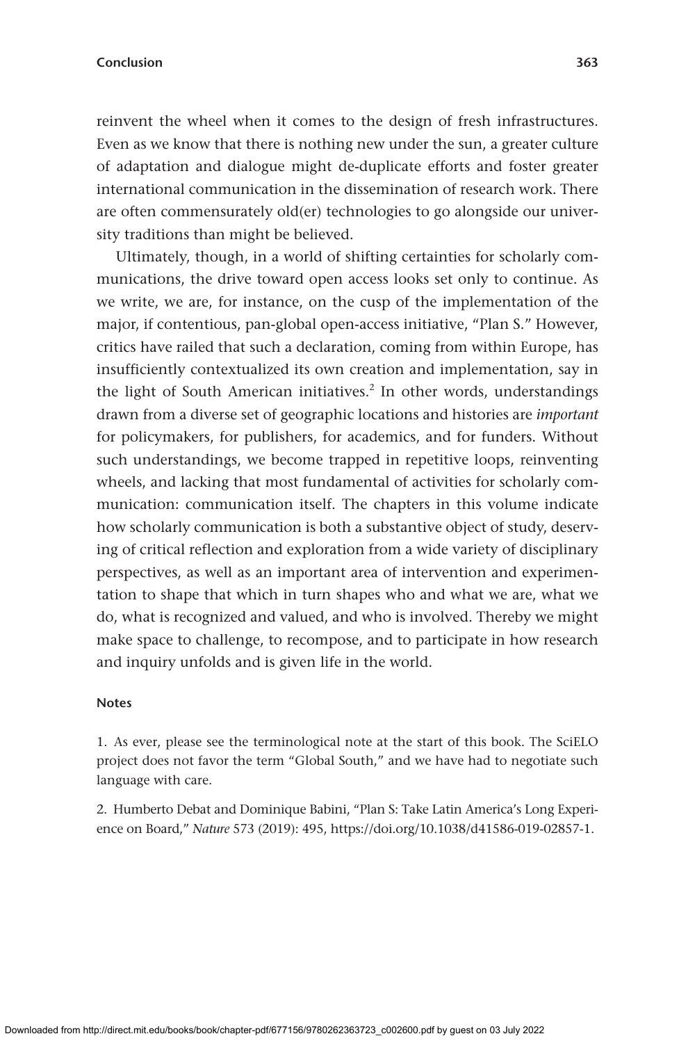reinvent the wheel when it comes to the design of fresh infrastructures. Even as we know that there is nothing new under the sun, a greater culture of adaptation and dialogue might de-duplicate efforts and foster greater international communication in the dissemination of research work. There are often commensurately old(er) technologies to go alongside our university traditions than might be believed.

Ultimately, though, in a world of shifting certainties for scholarly communications, the drive toward open access looks set only to continue. As we write, we are, for instance, on the cusp of the implementation of the major, if contentious, pan-global open-access initiative, "Plan S." However, critics have railed that such a declaration, coming from within Europe, has insufficiently contextualized its own creation and implementation, say in the light of South American initiatives.[2] In other words, understandings drawn from a diverse set of geographic locations and histories are *important* for policymakers, for publishers, for academics, and for funders. Without such understandings, we become trapped in repetitive loops, reinventing wheels, and lacking that most fundamental of activities for scholarly communication: communication itself. The chapters in this volume indicate how scholarly communication is both a substantive object of study, deserving of critical reflection and exploration from a wide variety of disciplinary perspectives, as well as an important area of intervention and experimentation to shape that which in turn shapes who and what we are, what we do, what is recognized and valued, and who is involved. Thereby we might make space to challenge, to recompose, and to participate in how research and inquiry unfolds and is given life in the world.

#### Notes

1. As ever, please see the terminological note at the start of this book. The SciELO project does not favor the term "Global South," and we have had to negotiate such language with care.

2. Humberto Debat and Dominique Babini, "Plan S: Take Latin America's Long Experience on Board," *Nature* 573 (2019): 495, https://doi.org/10.1038/d41586-019-02857-1.